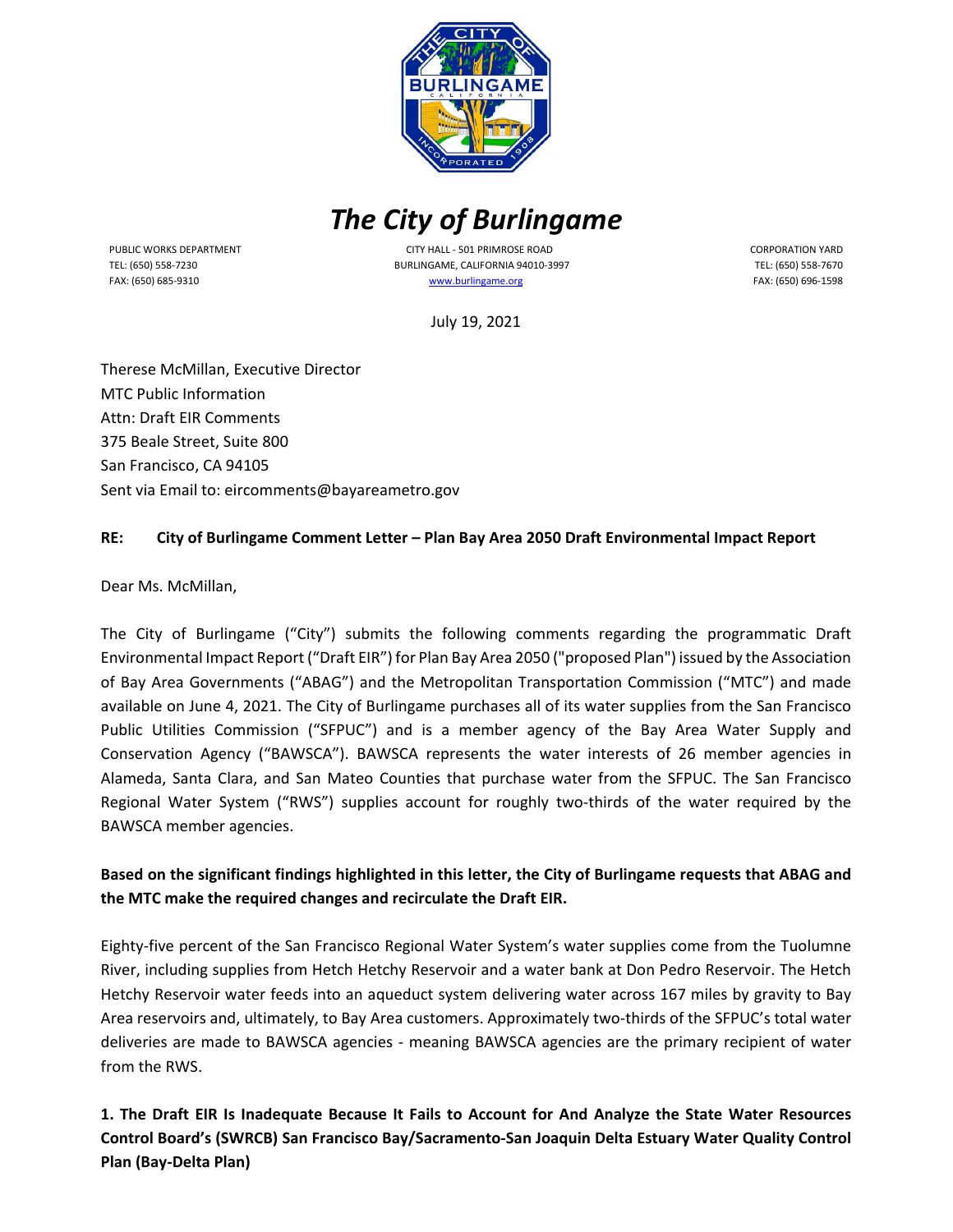# The City of Burlingame

PUBLIC WORKS DEPARTMENT
TEL: (650) 558-7230
FAX: (650) 685-9310

CITY HALL - 501 PRIMROSE ROAD
BURLINGAME, CALIFORNIA 94010-3997
www.burlingame.org

CORPORATION YARD
TEL: (650) 558-7670
FAX: (650) 696-1598

July 19, 2021

Therese McMillan, Executive Director
MTC Public Information
Attn: Draft EIR Comments
375 Beale Street, Suite 800
San Francisco, CA 94105
Sent via Email to: eircomments@bayareametro.gov

**RE: City of Burlingame Comment Letter – Plan Bay Area 2050 Draft Environmental Impact Report**

Dear Ms. McMillan,

The City of Burlingame ("City") submits the following comments regarding the programmatic Draft Environmental Impact Report ("Draft EIR") for Plan Bay Area 2050 ("proposed Plan") issued by the Association of Bay Area Governments ("ABAG") and the Metropolitan Transportation Commission ("MTC") and made available on June 4, 2021. The City of Burlingame purchases all of its water supplies from the San Francisco Public Utilities Commission ("SFPUC") and is a member agency of the Bay Area Water Supply and Conservation Agency ("BAWSCA"). BAWSCA represents the water interests of 26 member agencies in Alameda, Santa Clara, and San Mateo Counties that purchase water from the SFPUC. The San Francisco Regional Water System ("RWS") supplies account for roughly two-thirds of the water required by the BAWSCA member agencies.

**Based on the significant findings highlighted in this letter, the City of Burlingame requests that ABAG and the MTC make the required changes and recirculate the Draft EIR.**

Eighty-five percent of the San Francisco Regional Water System's water supplies come from the Tuolumne River, including supplies from Hetch Hetchy Reservoir and a water bank at Don Pedro Reservoir. The Hetch Hetchy Reservoir water feeds into an aqueduct system delivering water across 167 miles by gravity to Bay Area reservoirs and, ultimately, to Bay Area customers. Approximately two-thirds of the SFPUC's total water deliveries are made to BAWSCA agencies - meaning BAWSCA agencies are the primary recipient of water from the RWS.

**1. The Draft EIR Is Inadequate Because It Fails to Account for And Analyze the State Water Resources Control Board's (SWRCB) San Francisco Bay/Sacramento-San Joaquin Delta Estuary Water Quality Control Plan (Bay-Delta Plan)**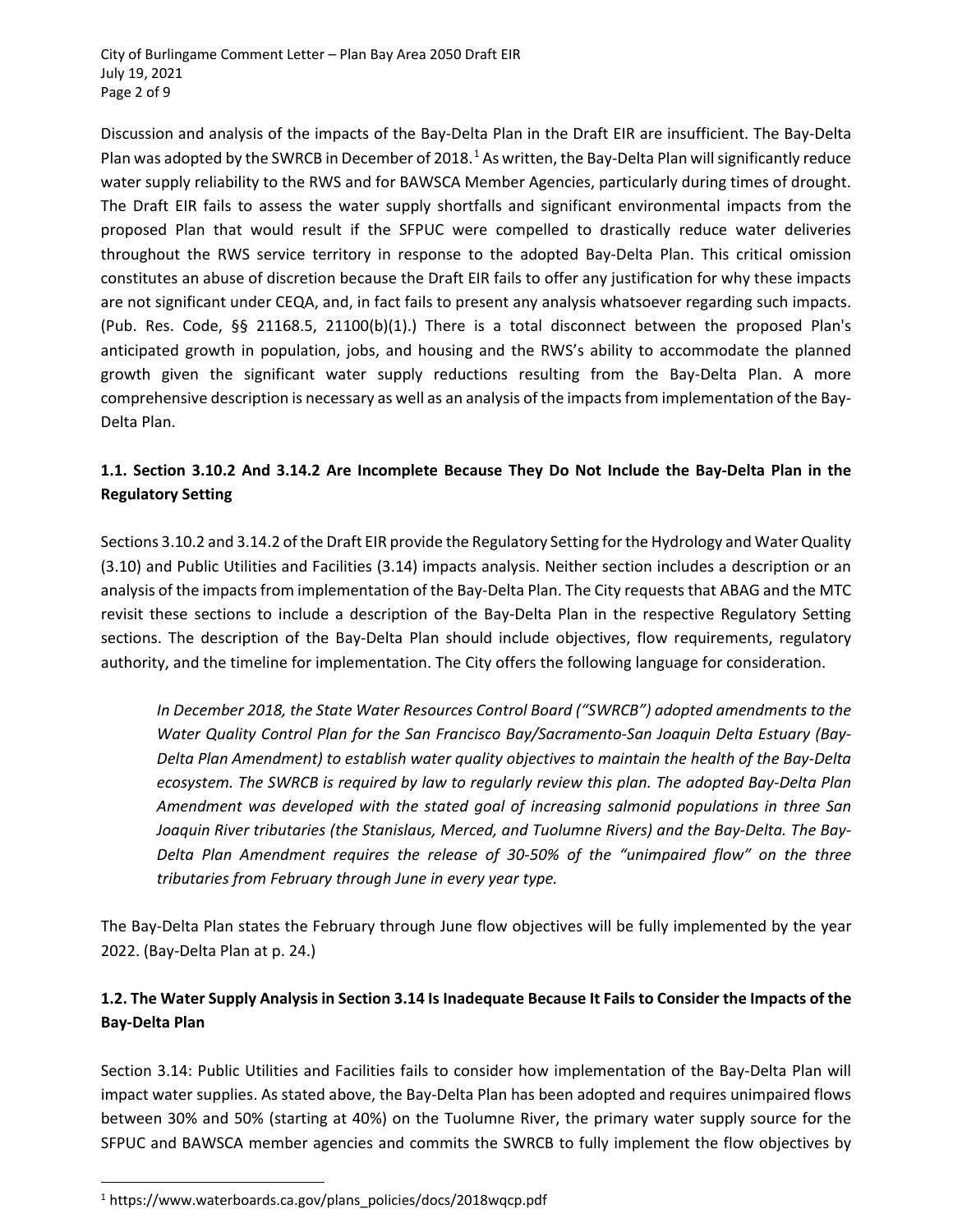Discussion and analysis of the impacts of the Bay-Delta Plan in the Draft EIR are insufficient. The Bay-Delta Plan was adopted by the SWRCB in December of 2018.[1] As written, the Bay-Delta Plan will significantly reduce water supply reliability to the RWS and for BAWSCA Member Agencies, particularly during times of drought. The Draft EIR fails to assess the water supply shortfalls and significant environmental impacts from the proposed Plan that would result if the SFPUC were compelled to drastically reduce water deliveries throughout the RWS service territory in response to the adopted Bay-Delta Plan. This critical omission constitutes an abuse of discretion because the Draft EIR fails to offer any justification for why these impacts are not significant under CEQA, and, in fact fails to present any analysis whatsoever regarding such impacts. (Pub. Res. Code, §§ 21168.5, 21100(b)(1).) There is a total disconnect between the proposed Plan's anticipated growth in population, jobs, and housing and the RWS's ability to accommodate the planned growth given the significant water supply reductions resulting from the Bay-Delta Plan. A more comprehensive description is necessary as well as an analysis of the impacts from implementation of the Bay-Delta Plan.

### 1.1. Section 3.10.2 And 3.14.2 Are Incomplete Because They Do Not Include the Bay-Delta Plan in the Regulatory Setting

Sections 3.10.2 and 3.14.2 of the Draft EIR provide the Regulatory Setting for the Hydrology and Water Quality (3.10) and Public Utilities and Facilities (3.14) impacts analysis. Neither section includes a description or an analysis of the impacts from implementation of the Bay-Delta Plan. The City requests that ABAG and the MTC revisit these sections to include a description of the Bay-Delta Plan in the respective Regulatory Setting sections. The description of the Bay-Delta Plan should include objectives, flow requirements, regulatory authority, and the timeline for implementation. The City offers the following language for consideration.

> *In December 2018, the State Water Resources Control Board ("SWRCB") adopted amendments to the Water Quality Control Plan for the San Francisco Bay/Sacramento-San Joaquin Delta Estuary (Bay-Delta Plan Amendment) to establish water quality objectives to maintain the health of the Bay-Delta ecosystem. The SWRCB is required by law to regularly review this plan. The adopted Bay-Delta Plan Amendment was developed with the stated goal of increasing salmonid populations in three San Joaquin River tributaries (the Stanislaus, Merced, and Tuolumne Rivers) and the Bay-Delta. The Bay-Delta Plan Amendment requires the release of 30-50% of the "unimpaired flow" on the three tributaries from February through June in every year type.*

The Bay-Delta Plan states the February through June flow objectives will be fully implemented by the year 2022. (Bay-Delta Plan at p. 24.)

### 1.2. The Water Supply Analysis in Section 3.14 Is Inadequate Because It Fails to Consider the Impacts of the Bay-Delta Plan

Section 3.14: Public Utilities and Facilities fails to consider how implementation of the Bay-Delta Plan will impact water supplies. As stated above, the Bay-Delta Plan has been adopted and requires unimpaired flows between 30% and 50% (starting at 40%) on the Tuolumne River, the primary water supply source for the SFPUC and BAWSCA member agencies and commits the SWRCB to fully implement the flow objectives by

---

[1] https://www.waterboards.ca.gov/plans_policies/docs/2018wqcp.pdf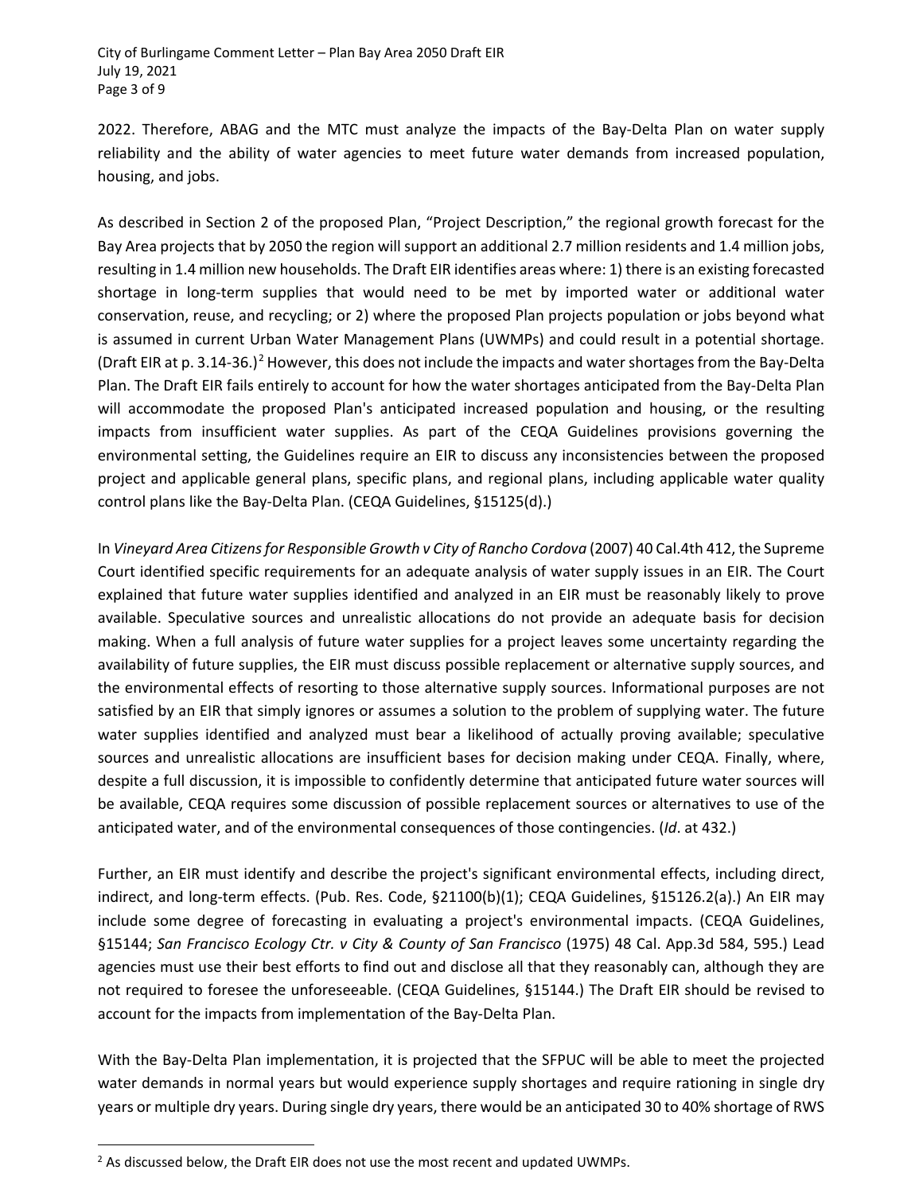2022. Therefore, ABAG and the MTC must analyze the impacts of the Bay-Delta Plan on water supply reliability and the ability of water agencies to meet future water demands from increased population, housing, and jobs.

As described in Section 2 of the proposed Plan, "Project Description," the regional growth forecast for the Bay Area projects that by 2050 the region will support an additional 2.7 million residents and 1.4 million jobs, resulting in 1.4 million new households. The Draft EIR identifies areas where: 1) there is an existing forecasted shortage in long-term supplies that would need to be met by imported water or additional water conservation, reuse, and recycling; or 2) where the proposed Plan projects population or jobs beyond what is assumed in current Urban Water Management Plans (UWMPs) and could result in a potential shortage. (Draft EIR at p. 3.14-36.)[2] However, this does not include the impacts and water shortages from the Bay-Delta Plan. The Draft EIR fails entirely to account for how the water shortages anticipated from the Bay-Delta Plan will accommodate the proposed Plan's anticipated increased population and housing, or the resulting impacts from insufficient water supplies. As part of the CEQA Guidelines provisions governing the environmental setting, the Guidelines require an EIR to discuss any inconsistencies between the proposed project and applicable general plans, specific plans, and regional plans, including applicable water quality control plans like the Bay-Delta Plan. (CEQA Guidelines, §15125(d).)

In *Vineyard Area Citizens for Responsible Growth v City of Rancho Cordova* (2007) 40 Cal.4th 412, the Supreme Court identified specific requirements for an adequate analysis of water supply issues in an EIR. The Court explained that future water supplies identified and analyzed in an EIR must be reasonably likely to prove available. Speculative sources and unrealistic allocations do not provide an adequate basis for decision making. When a full analysis of future water supplies for a project leaves some uncertainty regarding the availability of future supplies, the EIR must discuss possible replacement or alternative supply sources, and the environmental effects of resorting to those alternative supply sources. Informational purposes are not satisfied by an EIR that simply ignores or assumes a solution to the problem of supplying water. The future water supplies identified and analyzed must bear a likelihood of actually proving available; speculative sources and unrealistic allocations are insufficient bases for decision making under CEQA. Finally, where, despite a full discussion, it is impossible to confidently determine that anticipated future water sources will be available, CEQA requires some discussion of possible replacement sources or alternatives to use of the anticipated water, and of the environmental consequences of those contingencies. (*Id*. at 432.)

Further, an EIR must identify and describe the project's significant environmental effects, including direct, indirect, and long-term effects. (Pub. Res. Code, §21100(b)(1); CEQA Guidelines, §15126.2(a).) An EIR may include some degree of forecasting in evaluating a project's environmental impacts. (CEQA Guidelines, §15144; *San Francisco Ecology Ctr. v City & County of San Francisco* (1975) 48 Cal. App.3d 584, 595.) Lead agencies must use their best efforts to find out and disclose all that they reasonably can, although they are not required to foresee the unforeseeable. (CEQA Guidelines, §15144.) The Draft EIR should be revised to account for the impacts from implementation of the Bay-Delta Plan.

With the Bay-Delta Plan implementation, it is projected that the SFPUC will be able to meet the projected water demands in normal years but would experience supply shortages and require rationing in single dry years or multiple dry years. During single dry years, there would be an anticipated 30 to 40% shortage of RWS

[2] As discussed below, the Draft EIR does not use the most recent and updated UWMPs.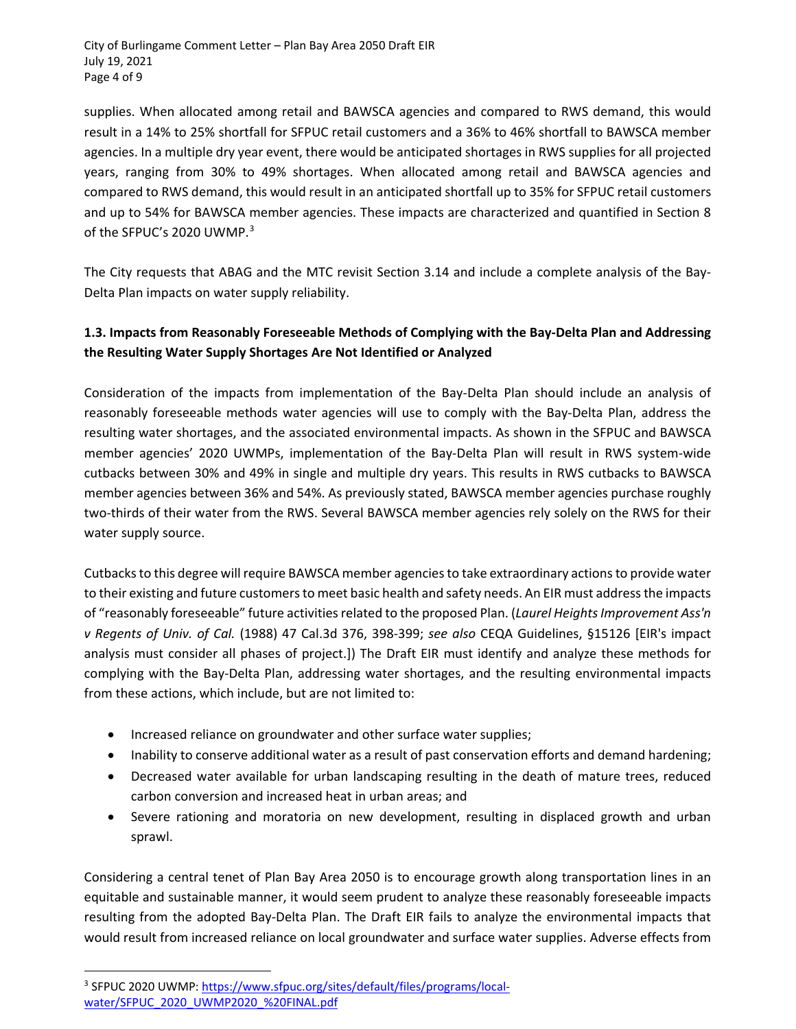supplies. When allocated among retail and BAWSCA agencies and compared to RWS demand, this would result in a 14% to 25% shortfall for SFPUC retail customers and a 36% to 46% shortfall to BAWSCA member agencies. In a multiple dry year event, there would be anticipated shortages in RWS supplies for all projected years, ranging from 30% to 49% shortages. When allocated among retail and BAWSCA agencies and compared to RWS demand, this would result in an anticipated shortfall up to 35% for SFPUC retail customers and up to 54% for BAWSCA member agencies. These impacts are characterized and quantified in Section 8 of the SFPUC's 2020 UWMP.[3]

The City requests that ABAG and the MTC revisit Section 3.14 and include a complete analysis of the Bay-Delta Plan impacts on water supply reliability.

### 1.3. Impacts from Reasonably Foreseeable Methods of Complying with the Bay-Delta Plan and Addressing the Resulting Water Supply Shortages Are Not Identified or Analyzed

Consideration of the impacts from implementation of the Bay-Delta Plan should include an analysis of reasonably foreseeable methods water agencies will use to comply with the Bay-Delta Plan, address the resulting water shortages, and the associated environmental impacts. As shown in the SFPUC and BAWSCA member agencies' 2020 UWMPs, implementation of the Bay-Delta Plan will result in RWS system-wide cutbacks between 30% and 49% in single and multiple dry years. This results in RWS cutbacks to BAWSCA member agencies between 36% and 54%. As previously stated, BAWSCA member agencies purchase roughly two-thirds of their water from the RWS. Several BAWSCA member agencies rely solely on the RWS for their water supply source.

Cutbacks to this degree will require BAWSCA member agencies to take extraordinary actions to provide water to their existing and future customers to meet basic health and safety needs. An EIR must address the impacts of "reasonably foreseeable" future activities related to the proposed Plan. (*Laurel Heights Improvement Ass'n v Regents of Univ. of Cal.* (1988) 47 Cal.3d 376, 398-399; *see also* CEQA Guidelines, §15126 [EIR's impact analysis must consider all phases of project.]) The Draft EIR must identify and analyze these methods for complying with the Bay-Delta Plan, addressing water shortages, and the resulting environmental impacts from these actions, which include, but are not limited to:

- Increased reliance on groundwater and other surface water supplies;
- Inability to conserve additional water as a result of past conservation efforts and demand hardening;
- Decreased water available for urban landscaping resulting in the death of mature trees, reduced carbon conversion and increased heat in urban areas; and
- Severe rationing and moratoria on new development, resulting in displaced growth and urban sprawl.

Considering a central tenet of Plan Bay Area 2050 is to encourage growth along transportation lines in an equitable and sustainable manner, it would seem prudent to analyze these reasonably foreseeable impacts resulting from the adopted Bay-Delta Plan. The Draft EIR fails to analyze the environmental impacts that would result from increased reliance on local groundwater and surface water supplies. Adverse effects from

---

[3] SFPUC 2020 UWMP: https://www.sfpuc.org/sites/default/files/programs/local-water/SFPUC_2020_UWMP2020_%20FINAL.pdf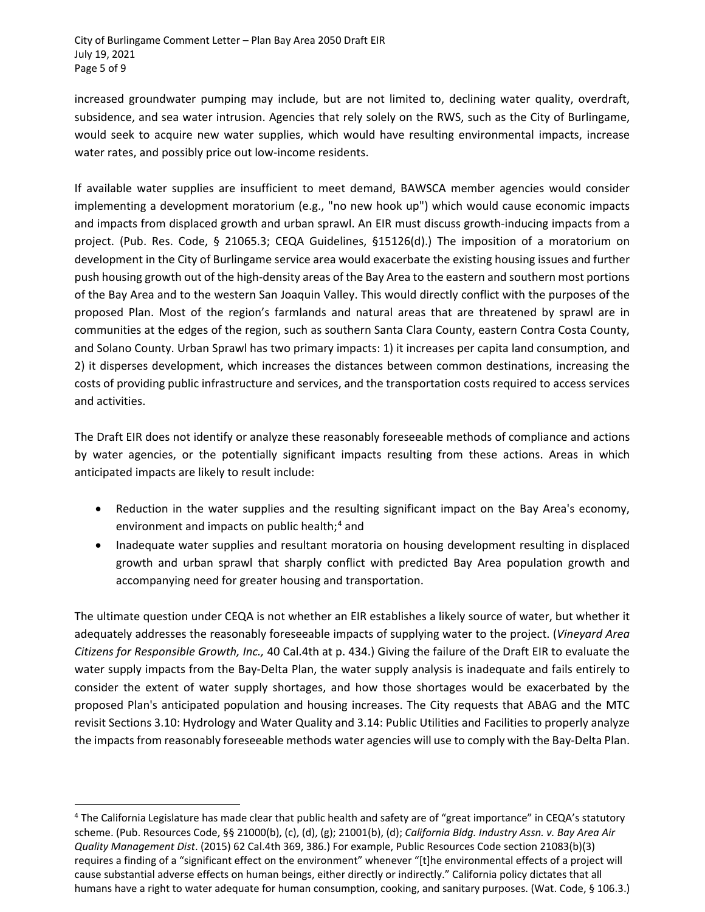increased groundwater pumping may include, but are not limited to, declining water quality, overdraft, subsidence, and sea water intrusion. Agencies that rely solely on the RWS, such as the City of Burlingame, would seek to acquire new water supplies, which would have resulting environmental impacts, increase water rates, and possibly price out low-income residents.

If available water supplies are insufficient to meet demand, BAWSCA member agencies would consider implementing a development moratorium (e.g., "no new hook up") which would cause economic impacts and impacts from displaced growth and urban sprawl. An EIR must discuss growth-inducing impacts from a project. (Pub. Res. Code, § 21065.3; CEQA Guidelines, §15126(d).) The imposition of a moratorium on development in the City of Burlingame service area would exacerbate the existing housing issues and further push housing growth out of the high-density areas of the Bay Area to the eastern and southern most portions of the Bay Area and to the western San Joaquin Valley. This would directly conflict with the purposes of the proposed Plan. Most of the region's farmlands and natural areas that are threatened by sprawl are in communities at the edges of the region, such as southern Santa Clara County, eastern Contra Costa County, and Solano County. Urban Sprawl has two primary impacts: 1) it increases per capita land consumption, and 2) it disperses development, which increases the distances between common destinations, increasing the costs of providing public infrastructure and services, and the transportation costs required to access services and activities.

The Draft EIR does not identify or analyze these reasonably foreseeable methods of compliance and actions by water agencies, or the potentially significant impacts resulting from these actions. Areas in which anticipated impacts are likely to result include:

- Reduction in the water supplies and the resulting significant impact on the Bay Area's economy, environment and impacts on public health;[4] and
- Inadequate water supplies and resultant moratoria on housing development resulting in displaced growth and urban sprawl that sharply conflict with predicted Bay Area population growth and accompanying need for greater housing and transportation.

The ultimate question under CEQA is not whether an EIR establishes a likely source of water, but whether it adequately addresses the reasonably foreseeable impacts of supplying water to the project. (*Vineyard Area Citizens for Responsible Growth, Inc.,* 40 Cal.4th at p. 434.) Giving the failure of the Draft EIR to evaluate the water supply impacts from the Bay-Delta Plan, the water supply analysis is inadequate and fails entirely to consider the extent of water supply shortages, and how those shortages would be exacerbated by the proposed Plan's anticipated population and housing increases. The City requests that ABAG and the MTC revisit Sections 3.10: Hydrology and Water Quality and 3.14: Public Utilities and Facilities to properly analyze the impacts from reasonably foreseeable methods water agencies will use to comply with the Bay-Delta Plan.

---

[4] The California Legislature has made clear that public health and safety are of "great importance" in CEQA's statutory scheme. (Pub. Resources Code, §§ 21000(b), (c), (d), (g); 21001(b), (d); *California Bldg. Industry Assn. v. Bay Area Air Quality Management Dist*. (2015) 62 Cal.4th 369, 386.) For example, Public Resources Code section 21083(b)(3) requires a finding of a "significant effect on the environment" whenever "[t]he environmental effects of a project will cause substantial adverse effects on human beings, either directly or indirectly." California policy dictates that all humans have a right to water adequate for human consumption, cooking, and sanitary purposes. (Wat. Code, § 106.3.)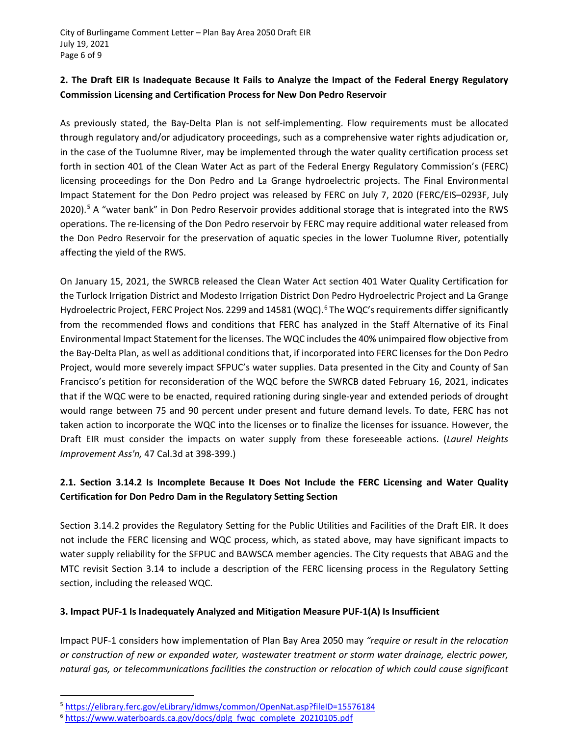## 2. The Draft EIR Is Inadequate Because It Fails to Analyze the Impact of the Federal Energy Regulatory Commission Licensing and Certification Process for New Don Pedro Reservoir

As previously stated, the Bay-Delta Plan is not self-implementing. Flow requirements must be allocated through regulatory and/or adjudicatory proceedings, such as a comprehensive water rights adjudication or, in the case of the Tuolumne River, may be implemented through the water quality certification process set forth in section 401 of the Clean Water Act as part of the Federal Energy Regulatory Commission's (FERC) licensing proceedings for the Don Pedro and La Grange hydroelectric projects. The Final Environmental Impact Statement for the Don Pedro project was released by FERC on July 7, 2020 (FERC/EIS–0293F, July 2020).[5] A "water bank" in Don Pedro Reservoir provides additional storage that is integrated into the RWS operations. The re-licensing of the Don Pedro reservoir by FERC may require additional water released from the Don Pedro Reservoir for the preservation of aquatic species in the lower Tuolumne River, potentially affecting the yield of the RWS.

On January 15, 2021, the SWRCB released the Clean Water Act section 401 Water Quality Certification for the Turlock Irrigation District and Modesto Irrigation District Don Pedro Hydroelectric Project and La Grange Hydroelectric Project, FERC Project Nos. 2299 and 14581 (WQC).[6] The WQC's requirements differ significantly from the recommended flows and conditions that FERC has analyzed in the Staff Alternative of its Final Environmental Impact Statement for the licenses. The WQC includes the 40% unimpaired flow objective from the Bay-Delta Plan, as well as additional conditions that, if incorporated into FERC licenses for the Don Pedro Project, would more severely impact SFPUC's water supplies. Data presented in the City and County of San Francisco's petition for reconsideration of the WQC before the SWRCB dated February 16, 2021, indicates that if the WQC were to be enacted, required rationing during single-year and extended periods of drought would range between 75 and 90 percent under present and future demand levels. To date, FERC has not taken action to incorporate the WQC into the licenses or to finalize the licenses for issuance. However, the Draft EIR must consider the impacts on water supply from these foreseeable actions. (*Laurel Heights Improvement Ass'n,* 47 Cal.3d at 398-399.)

### 2.1. Section 3.14.2 Is Incomplete Because It Does Not Include the FERC Licensing and Water Quality Certification for Don Pedro Dam in the Regulatory Setting Section

Section 3.14.2 provides the Regulatory Setting for the Public Utilities and Facilities of the Draft EIR. It does not include the FERC licensing and WQC process, which, as stated above, may have significant impacts to water supply reliability for the SFPUC and BAWSCA member agencies. The City requests that ABAG and the MTC revisit Section 3.14 to include a description of the FERC licensing process in the Regulatory Setting section, including the released WQC.

## 3. Impact PUF-1 Is Inadequately Analyzed and Mitigation Measure PUF-1(A) Is Insufficient

Impact PUF-1 considers how implementation of Plan Bay Area 2050 may *"require or result in the relocation or construction of new or expanded water, wastewater treatment or storm water drainage, electric power, natural gas, or telecommunications facilities the construction or relocation of which could cause significant*

---

[5] https://elibrary.ferc.gov/eLibrary/idmws/common/OpenNat.asp?fileID=15576184

[6] https://www.waterboards.ca.gov/docs/dplg_fwqc_complete_20210105.pdf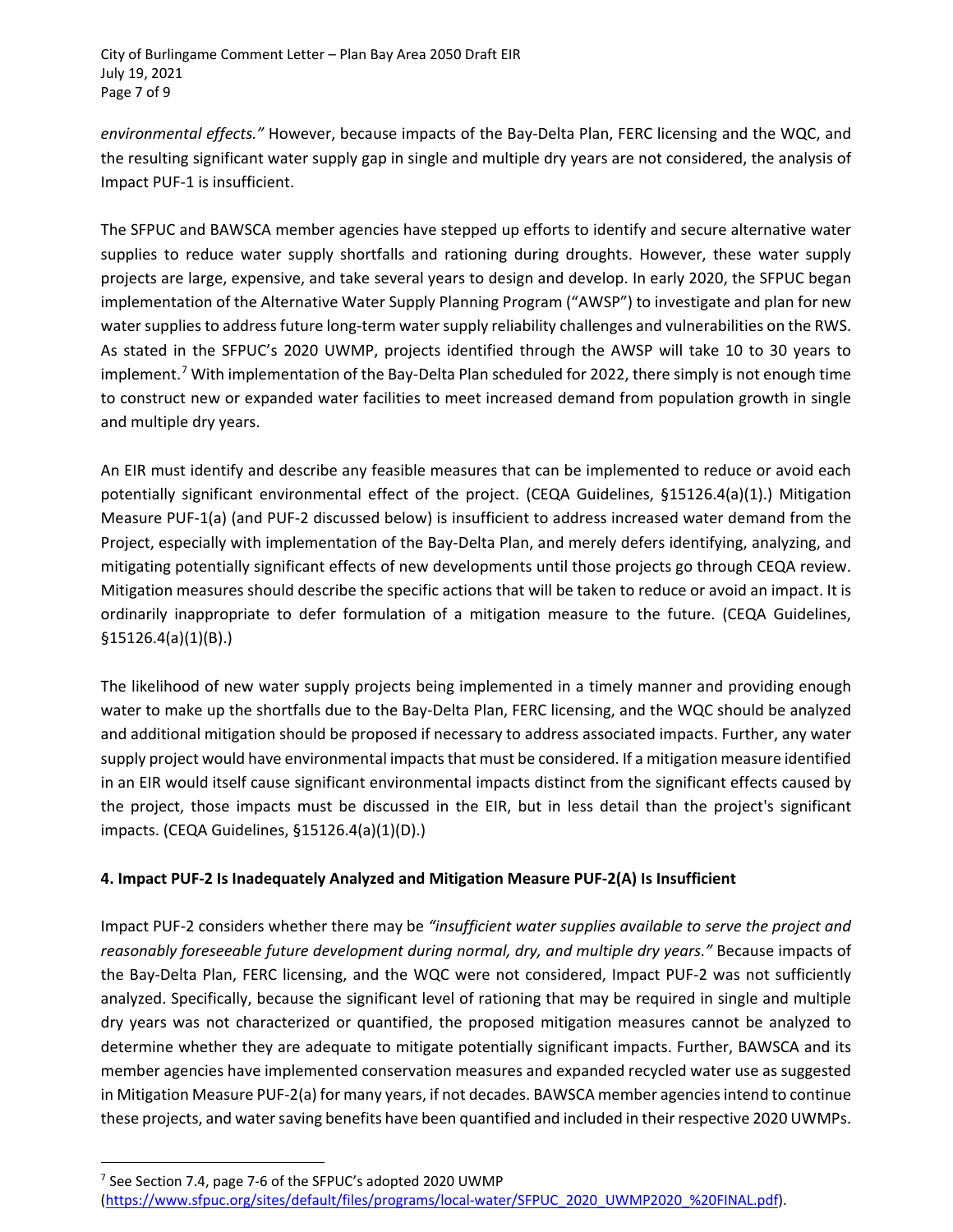*environmental effects."* However, because impacts of the Bay-Delta Plan, FERC licensing and the WQC, and the resulting significant water supply gap in single and multiple dry years are not considered, the analysis of Impact PUF-1 is insufficient.

The SFPUC and BAWSCA member agencies have stepped up efforts to identify and secure alternative water supplies to reduce water supply shortfalls and rationing during droughts. However, these water supply projects are large, expensive, and take several years to design and develop. In early 2020, the SFPUC began implementation of the Alternative Water Supply Planning Program ("AWSP") to investigate and plan for new water supplies to address future long-term water supply reliability challenges and vulnerabilities on the RWS. As stated in the SFPUC's 2020 UWMP, projects identified through the AWSP will take 10 to 30 years to implement.[7] With implementation of the Bay-Delta Plan scheduled for 2022, there simply is not enough time to construct new or expanded water facilities to meet increased demand from population growth in single and multiple dry years.

An EIR must identify and describe any feasible measures that can be implemented to reduce or avoid each potentially significant environmental effect of the project. (CEQA Guidelines, §15126.4(a)(1).) Mitigation Measure PUF-1(a) (and PUF-2 discussed below) is insufficient to address increased water demand from the Project, especially with implementation of the Bay-Delta Plan, and merely defers identifying, analyzing, and mitigating potentially significant effects of new developments until those projects go through CEQA review. Mitigation measures should describe the specific actions that will be taken to reduce or avoid an impact. It is ordinarily inappropriate to defer formulation of a mitigation measure to the future. (CEQA Guidelines, §15126.4(a)(1)(B).)

The likelihood of new water supply projects being implemented in a timely manner and providing enough water to make up the shortfalls due to the Bay-Delta Plan, FERC licensing, and the WQC should be analyzed and additional mitigation should be proposed if necessary to address associated impacts. Further, any water supply project would have environmental impacts that must be considered. If a mitigation measure identified in an EIR would itself cause significant environmental impacts distinct from the significant effects caused by the project, those impacts must be discussed in the EIR, but in less detail than the project's significant impacts. (CEQA Guidelines, §15126.4(a)(1)(D).)

### 4. Impact PUF-2 Is Inadequately Analyzed and Mitigation Measure PUF-2(A) Is Insufficient

Impact PUF-2 considers whether there may be *"insufficient water supplies available to serve the project and reasonably foreseeable future development during normal, dry, and multiple dry years."* Because impacts of the Bay-Delta Plan, FERC licensing, and the WQC were not considered, Impact PUF-2 was not sufficiently analyzed. Specifically, because the significant level of rationing that may be required in single and multiple dry years was not characterized or quantified, the proposed mitigation measures cannot be analyzed to determine whether they are adequate to mitigate potentially significant impacts. Further, BAWSCA and its member agencies have implemented conservation measures and expanded recycled water use as suggested in Mitigation Measure PUF-2(a) for many years, if not decades. BAWSCA member agencies intend to continue these projects, and water saving benefits have been quantified and included in their respective 2020 UWMPs.

[7] See Section 7.4, page 7-6 of the SFPUC's adopted 2020 UWMP (https://www.sfpuc.org/sites/default/files/programs/local-water/SFPUC_2020_UWMP2020_%20FINAL.pdf).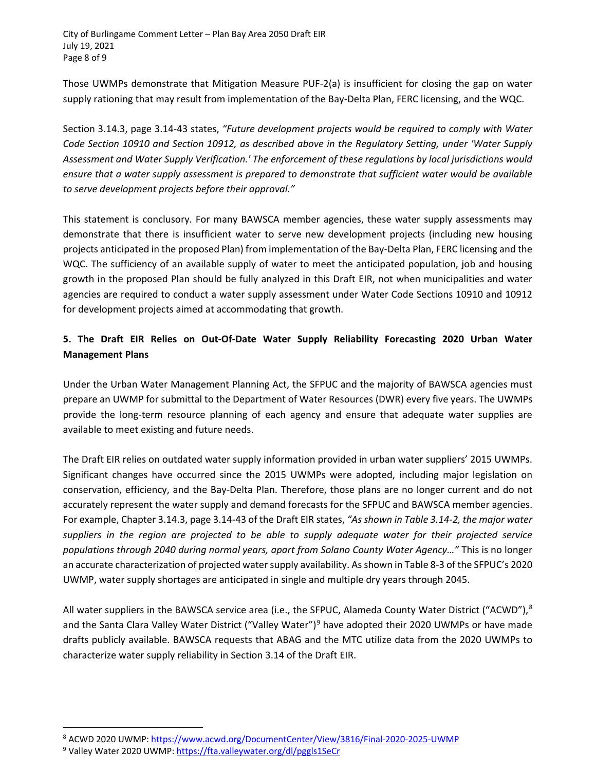Those UWMPs demonstrate that Mitigation Measure PUF-2(a) is insufficient for closing the gap on water supply rationing that may result from implementation of the Bay-Delta Plan, FERC licensing, and the WQC.

Section 3.14.3, page 3.14-43 states, *"Future development projects would be required to comply with Water Code Section 10910 and Section 10912, as described above in the Regulatory Setting, under 'Water Supply Assessment and Water Supply Verification.' The enforcement of these regulations by local jurisdictions would ensure that a water supply assessment is prepared to demonstrate that sufficient water would be available to serve development projects before their approval."*

This statement is conclusory. For many BAWSCA member agencies, these water supply assessments may demonstrate that there is insufficient water to serve new development projects (including new housing projects anticipated in the proposed Plan) from implementation of the Bay-Delta Plan, FERC licensing and the WQC. The sufficiency of an available supply of water to meet the anticipated population, job and housing growth in the proposed Plan should be fully analyzed in this Draft EIR, not when municipalities and water agencies are required to conduct a water supply assessment under Water Code Sections 10910 and 10912 for development projects aimed at accommodating that growth.

**5. The Draft EIR Relies on Out-Of-Date Water Supply Reliability Forecasting 2020 Urban Water Management Plans**

Under the Urban Water Management Planning Act, the SFPUC and the majority of BAWSCA agencies must prepare an UWMP for submittal to the Department of Water Resources (DWR) every five years. The UWMPs provide the long-term resource planning of each agency and ensure that adequate water supplies are available to meet existing and future needs.

The Draft EIR relies on outdated water supply information provided in urban water suppliers' 2015 UWMPs. Significant changes have occurred since the 2015 UWMPs were adopted, including major legislation on conservation, efficiency, and the Bay-Delta Plan. Therefore, those plans are no longer current and do not accurately represent the water supply and demand forecasts for the SFPUC and BAWSCA member agencies. For example, Chapter 3.14.3, page 3.14-43 of the Draft EIR states, *"As shown in Table 3.14-2, the major water suppliers in the region are projected to be able to supply adequate water for their projected service populations through 2040 during normal years, apart from Solano County Water Agency…"* This is no longer an accurate characterization of projected water supply availability. As shown in Table 8-3 of the SFPUC's 2020 UWMP, water supply shortages are anticipated in single and multiple dry years through 2045.

All water suppliers in the BAWSCA service area (i.e., the SFPUC, Alameda County Water District ("ACWD"),[8] and the Santa Clara Valley Water District ("Valley Water")[9] have adopted their 2020 UWMPs or have made drafts publicly available. BAWSCA requests that ABAG and the MTC utilize data from the 2020 UWMPs to characterize water supply reliability in Section 3.14 of the Draft EIR.

---

[8] ACWD 2020 UWMP: https://www.acwd.org/DocumentCenter/View/3816/Final-2020-2025-UWMP

[9] Valley Water 2020 UWMP: https://fta.valleywater.org/dl/pggls1SeCr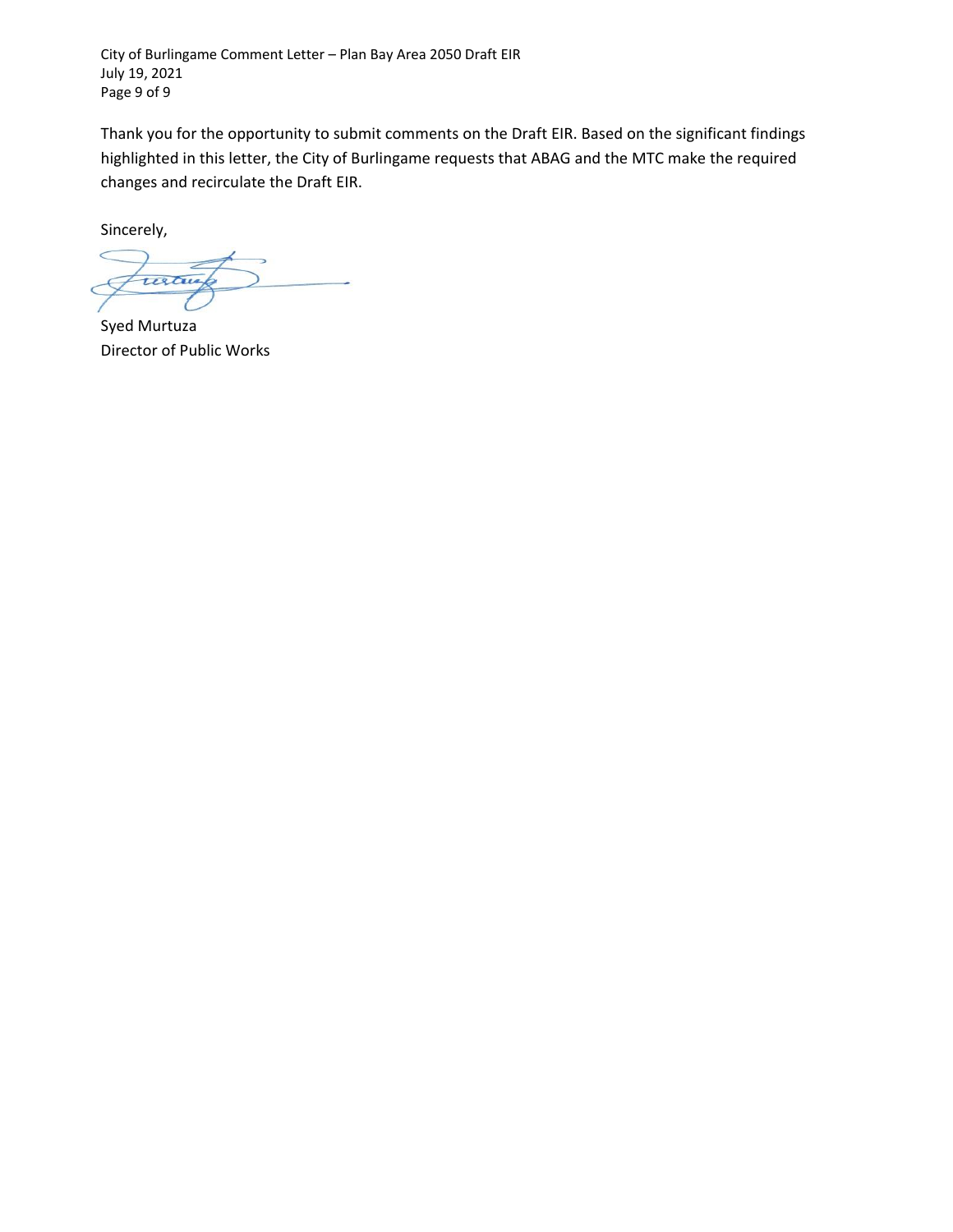Thank you for the opportunity to submit comments on the Draft EIR. Based on the significant findings highlighted in this letter, the City of Burlingame requests that ABAG and the MTC make the required changes and recirculate the Draft EIR.

Sincerely,

Syed Murtuza
Director of Public Works